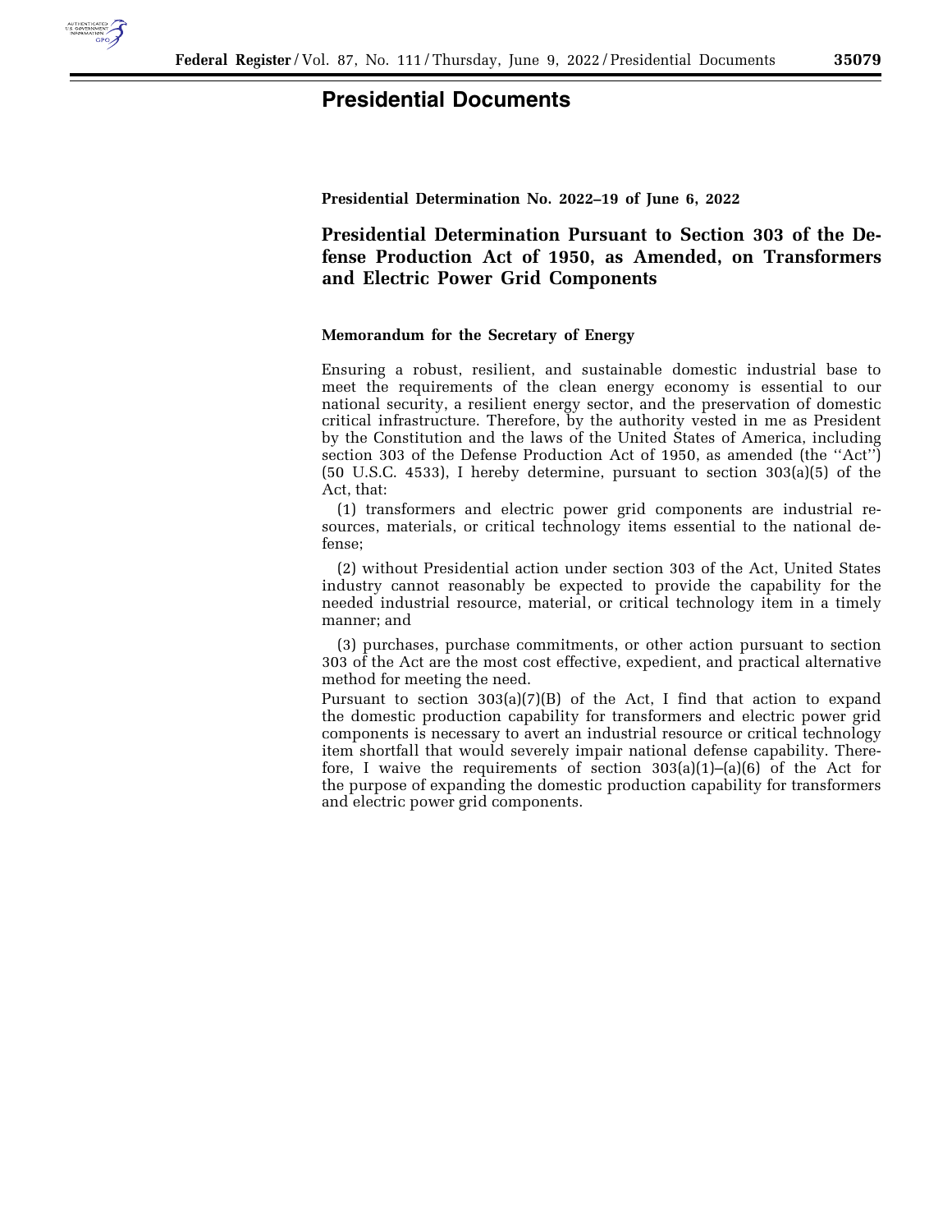# Presidential Documents

**Presidential Determination No. 2022–19 of June 6, 2022**

## Presidential Determination Pursuant to Section 303 of the Defense Production Act of 1950, as Amended, on Transformers and Electric Power Grid Components

**Memorandum for the Secretary of Energy**

Ensuring a robust, resilient, and sustainable domestic industrial base to meet the requirements of the clean energy economy is essential to our national security, a resilient energy sector, and the preservation of domestic critical infrastructure. Therefore, by the authority vested in me as President by the Constitution and the laws of the United States of America, including section 303 of the Defense Production Act of 1950, as amended (the ''Act'') (50 U.S.C. 4533), I hereby determine, pursuant to section 303(a)(5) of the Act, that:

(1) transformers and electric power grid components are industrial resources, materials, or critical technology items essential to the national defense;

(2) without Presidential action under section 303 of the Act, United States industry cannot reasonably be expected to provide the capability for the needed industrial resource, material, or critical technology item in a timely manner; and

(3) purchases, purchase commitments, or other action pursuant to section 303 of the Act are the most cost effective, expedient, and practical alternative method for meeting the need.

Pursuant to section 303(a)(7)(B) of the Act, I find that action to expand the domestic production capability for transformers and electric power grid components is necessary to avert an industrial resource or critical technology item shortfall that would severely impair national defense capability. Therefore, I waive the requirements of section 303(a)(1)–(a)(6) of the Act for the purpose of expanding the domestic production capability for transformers and electric power grid components.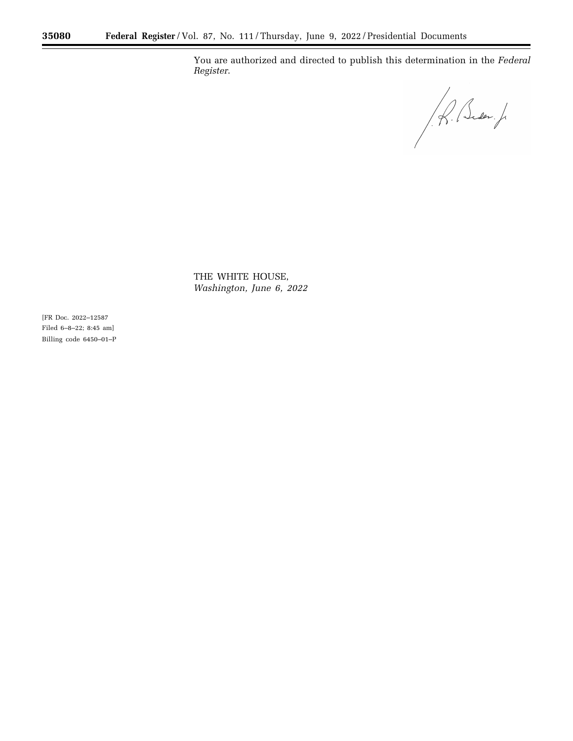You are authorized and directed to publish this determination in the *Federal Register*.

THE WHITE HOUSE,
*Washington, June 6, 2022*

[FR Doc. 2022–12587
Filed 6–8–22; 8:45 am]
Billing code 6450–01–P